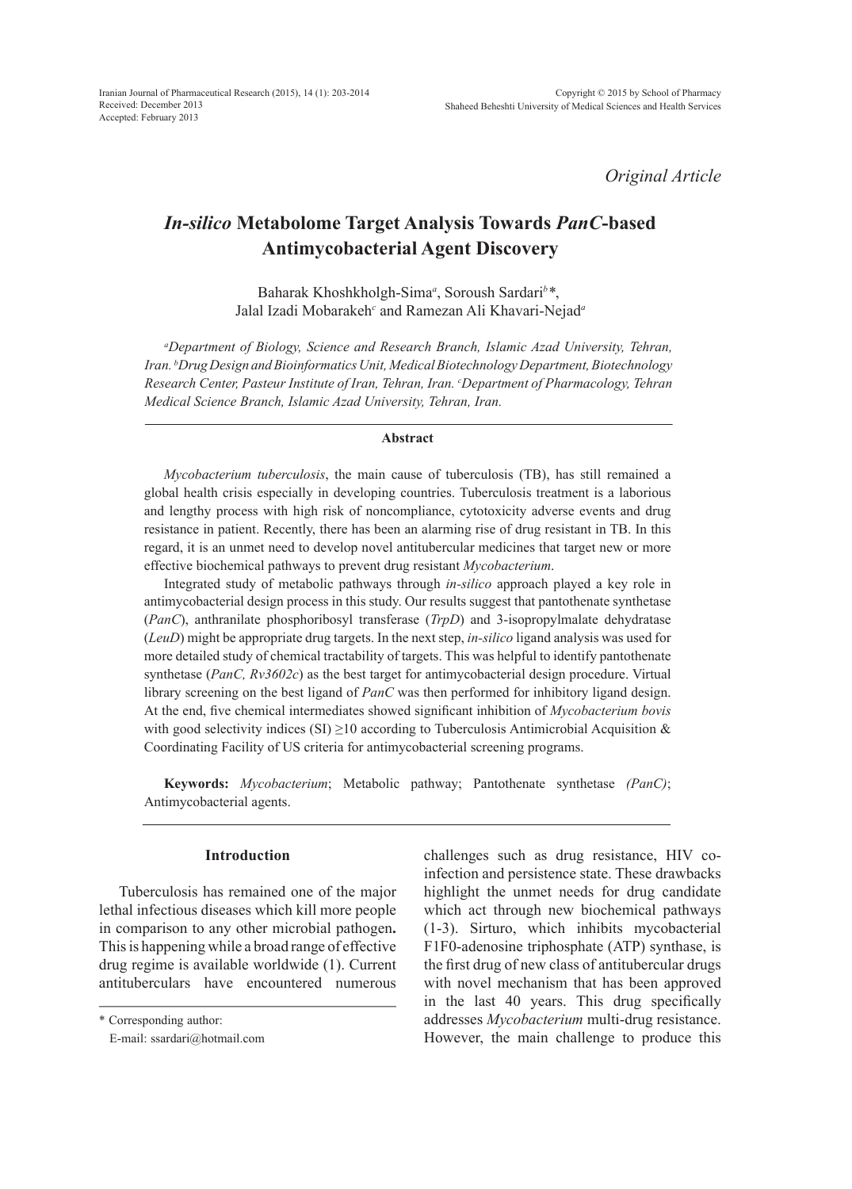*Original Article*

# *In-silico* Metabolome Target Analysis Towards *PanC*-based Antimycobacterial Agent Discovery

Baharak Khoshkholgh-Sima[a], Soroush Sardari[b]*, Jalal Izadi Mobarakeh[c] and Ramezan Ali Khavari-Nejad[a]

*[a]Department of Biology, Science and Research Branch, Islamic Azad University, Tehran, Iran. [b]Drug Design and Bioinformatics Unit, Medical Biotechnology Department, Biotechnology Research Center, Pasteur Institute of Iran, Tehran, Iran. [c]Department of Pharmacology, Tehran Medical Science Branch, Islamic Azad University, Tehran, Iran.*

### Abstract

*Mycobacterium tuberculosis*, the main cause of tuberculosis (TB), has still remained a global health crisis especially in developing countries. Tuberculosis treatment is a laborious and lengthy process with high risk of noncompliance, cytotoxicity adverse events and drug resistance in patient. Recently, there has been an alarming rise of drug resistant in TB. In this regard, it is an unmet need to develop novel antitubercular medicines that target new or more effective biochemical pathways to prevent drug resistant *Mycobacterium*.

Integrated study of metabolic pathways through *in-silico* approach played a key role in antimycobacterial design process in this study. Our results suggest that pantothenate synthetase (*PanC*), anthranilate phosphoribosyl transferase (*TrpD*) and 3-isopropylmalate dehydratase (*LeuD*) might be appropriate drug targets. In the next step, *in-silico* ligand analysis was used for more detailed study of chemical tractability of targets. This was helpful to identify pantothenate synthetase (*PanC, Rv3602c*) as the best target for antimycobacterial design procedure. Virtual library screening on the best ligand of *PanC* was then performed for inhibitory ligand design. At the end, five chemical intermediates showed significant inhibition of *Mycobacterium bovis* with good selectivity indices (SI) ≥10 according to Tuberculosis Antimicrobial Acquisition & Coordinating Facility of US criteria for antimycobacterial screening programs.

**Keywords:** *Mycobacterium*; Metabolic pathway; Pantothenate synthetase *(PanC)*; Antimycobacterial agents.

## Introduction

Tuberculosis has remained one of the major lethal infectious diseases which kill more people in comparison to any other microbial pathogen**.** This is happening while a broad range of effective drug regime is available worldwide (1). Current antituberculars have encountered numerous challenges such as drug resistance, HIV co-infection and persistence state. These drawbacks highlight the unmet needs for drug candidate which act through new biochemical pathways (1-3). Sirturo, which inhibits mycobacterial F1F0-adenosine triphosphate (ATP) synthase, is the first drug of new class of antitubercular drugs with novel mechanism that has been approved in the last 40 years. This drug specifically addresses *Mycobacterium* multi-drug resistance. However, the main challenge to produce this

\* Corresponding author:
E-mail: ssardari@hotmail.com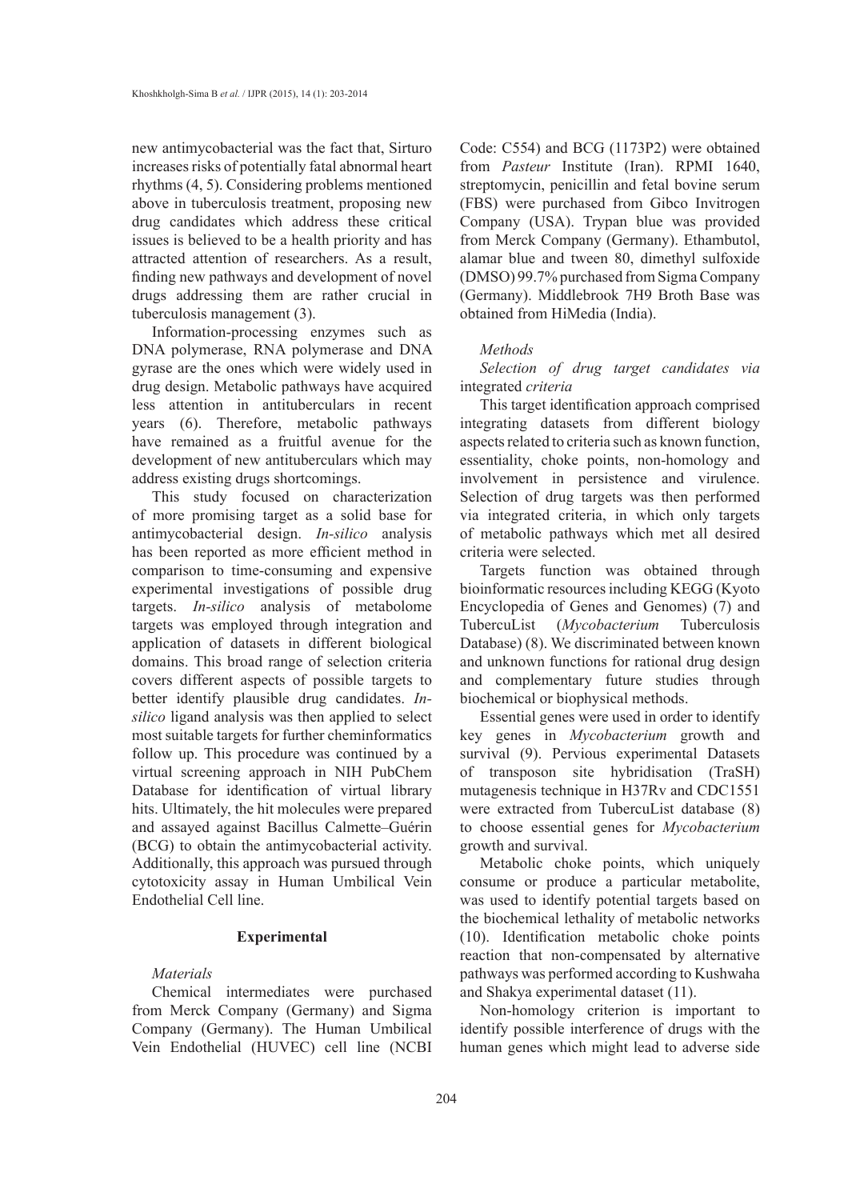new antimycobacterial was the fact that, Sirturo increases risks of potentially fatal abnormal heart rhythms (4, 5). Considering problems mentioned above in tuberculosis treatment, proposing new drug candidates which address these critical issues is believed to be a health priority and has attracted attention of researchers. As a result, finding new pathways and development of novel drugs addressing them are rather crucial in tuberculosis management (3).

Information-processing enzymes such as DNA polymerase, RNA polymerase and DNA gyrase are the ones which were widely used in drug design. Metabolic pathways have acquired less attention in antituberculars in recent years (6). Therefore, metabolic pathways have remained as a fruitful avenue for the development of new antituberculars which may address existing drugs shortcomings.

This study focused on characterization of more promising target as a solid base for antimycobacterial design. *In-silico* analysis has been reported as more efficient method in comparison to time-consuming and expensive experimental investigations of possible drug targets. *In-silico* analysis of metabolome targets was employed through integration and application of datasets in different biological domains. This broad range of selection criteria covers different aspects of possible targets to better identify plausible drug candidates. *In-silico* ligand analysis was then applied to select most suitable targets for further cheminformatics follow up. This procedure was continued by a virtual screening approach in NIH PubChem Database for identification of virtual library hits. Ultimately, the hit molecules were prepared and assayed against Bacillus Calmette–Guérin (BCG) to obtain the antimycobacterial activity. Additionally, this approach was pursued through cytotoxicity assay in Human Umbilical Vein Endothelial Cell line.

## Experimental

### *Materials*

Chemical intermediates were purchased from Merck Company (Germany) and Sigma Company (Germany). The Human Umbilical Vein Endothelial (HUVEC) cell line (NCBI Code: C554) and BCG (1173P2) were obtained from *Pasteur* Institute (Iran). RPMI 1640, streptomycin, penicillin and fetal bovine serum (FBS) were purchased from Gibco Invitrogen Company (USA). Trypan blue was provided from Merck Company (Germany). Ethambutol, alamar blue and tween 80, dimethyl sulfoxide (DMSO) 99.7% purchased from Sigma Company (Germany). Middlebrook 7H9 Broth Base was obtained from HiMedia (India).

### *Methods*

*Selection of drug target candidates via* integrated *criteria*

This target identification approach comprised integrating datasets from different biology aspects related to criteria such as known function, essentiality, choke points, non-homology and involvement in persistence and virulence. Selection of drug targets was then performed via integrated criteria, in which only targets of metabolic pathways which met all desired criteria were selected.

Targets function was obtained through bioinformatic resources including KEGG (Kyoto Encyclopedia of Genes and Genomes) (7) and TubercuList (*Mycobacterium* Tuberculosis Database) (8). We discriminated between known and unknown functions for rational drug design and complementary future studies through biochemical or biophysical methods.

Essential genes were used in order to identify key genes in *Mycobacterium* growth and survival (9). Pervious experimental Datasets of transposon site hybridisation (TraSH) mutagenesis technique in H37Rv and CDC1551 were extracted from TubercuList database (8) to choose essential genes for *Mycobacterium* growth and survival.

Metabolic choke points, which uniquely consume or produce a particular metabolite, was used to identify potential targets based on the biochemical lethality of metabolic networks (10). Identification metabolic choke points reaction that non-compensated by alternative pathways was performed according to Kushwaha and Shakya experimental dataset (11).

Non-homology criterion is important to identify possible interference of drugs with the human genes which might lead to adverse side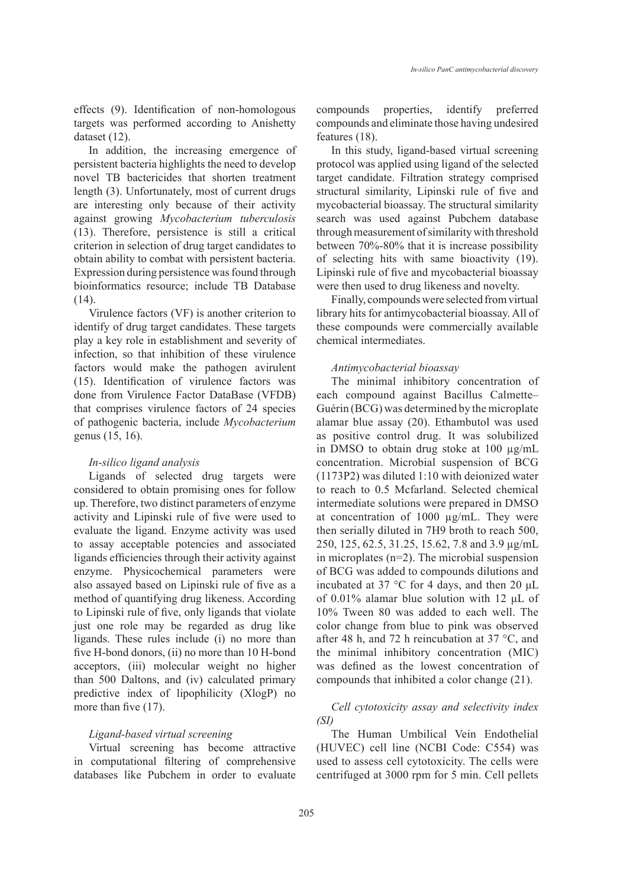effects (9). Identification of non-homologous targets was performed according to Anishetty dataset (12).

In addition, the increasing emergence of persistent bacteria highlights the need to develop novel TB bactericides that shorten treatment length (3). Unfortunately, most of current drugs are interesting only because of their activity against growing *Mycobacterium tuberculosis* (13). Therefore, persistence is still a critical criterion in selection of drug target candidates to obtain ability to combat with persistent bacteria. Expression during persistence was found through bioinformatics resource; include TB Database (14).

Virulence factors (VF) is another criterion to identify of drug target candidates. These targets play a key role in establishment and severity of infection, so that inhibition of these virulence factors would make the pathogen avirulent (15). Identification of virulence factors was done from Virulence Factor DataBase (VFDB) that comprises virulence factors of 24 species of pathogenic bacteria, include *Mycobacterium* genus (15, 16).

### *In-silico ligand analysis*

Ligands of selected drug targets were considered to obtain promising ones for follow up. Therefore, two distinct parameters of enzyme activity and Lipinski rule of five were used to evaluate the ligand. Enzyme activity was used to assay acceptable potencies and associated ligands efficiencies through their activity against enzyme. Physicochemical parameters were also assayed based on Lipinski rule of five as a method of quantifying drug likeness. According to Lipinski rule of five, only ligands that violate just one role may be regarded as drug like ligands. These rules include (i) no more than five H-bond donors, (ii) no more than 10 H-bond acceptors, (iii) molecular weight no higher than 500 Daltons, and (iv) calculated primary predictive index of lipophilicity (XlogP) no more than five (17).

### *Ligand-based virtual screening*

Virtual screening has become attractive in computational filtering of comprehensive databases like Pubchem in order to evaluate compounds properties, identify preferred compounds and eliminate those having undesired features (18).

In this study, ligand-based virtual screening protocol was applied using ligand of the selected target candidate. Filtration strategy comprised structural similarity, Lipinski rule of five and mycobacterial bioassay. The structural similarity search was used against Pubchem database through measurement of similarity with threshold between 70%-80% that it is increase possibility of selecting hits with same bioactivity (19). Lipinski rule of five and mycobacterial bioassay were then used to drug likeness and novelty.

Finally, compounds were selected from virtual library hits for antimycobacterial bioassay. All of these compounds were commercially available chemical intermediates.

### *Antimycobacterial bioassay*

The minimal inhibitory concentration of each compound against Bacillus Calmette–Guérin (BCG) was determined by the microplate alamar blue assay (20). Ethambutol was used as positive control drug. It was solubilized in DMSO to obtain drug stoke at 100 µg/mL concentration. Microbial suspension of BCG (1173P2) was diluted 1:10 with deionized water to reach to 0.5 Mcfarland. Selected chemical intermediate solutions were prepared in DMSO at concentration of 1000 µg/mL. They were then serially diluted in 7H9 broth to reach 500, 250, 125, 62.5, 31.25, 15.62, 7.8 and 3.9 µg/mL in microplates (n=2). The microbial suspension of BCG was added to compounds dilutions and incubated at 37 °C for 4 days, and then 20 µL of 0.01% alamar blue solution with 12 µL of 10% Tween 80 was added to each well. The color change from blue to pink was observed after 48 h, and 72 h reincubation at 37 °C, and the minimal inhibitory concentration (MIC) was defined as the lowest concentration of compounds that inhibited a color change (21).

### *Cell cytotoxicity assay and selectivity index (SI)*

The Human Umbilical Vein Endothelial (HUVEC) cell line (NCBI Code: C554) was used to assess cell cytotoxicity. The cells were centrifuged at 3000 rpm for 5 min. Cell pellets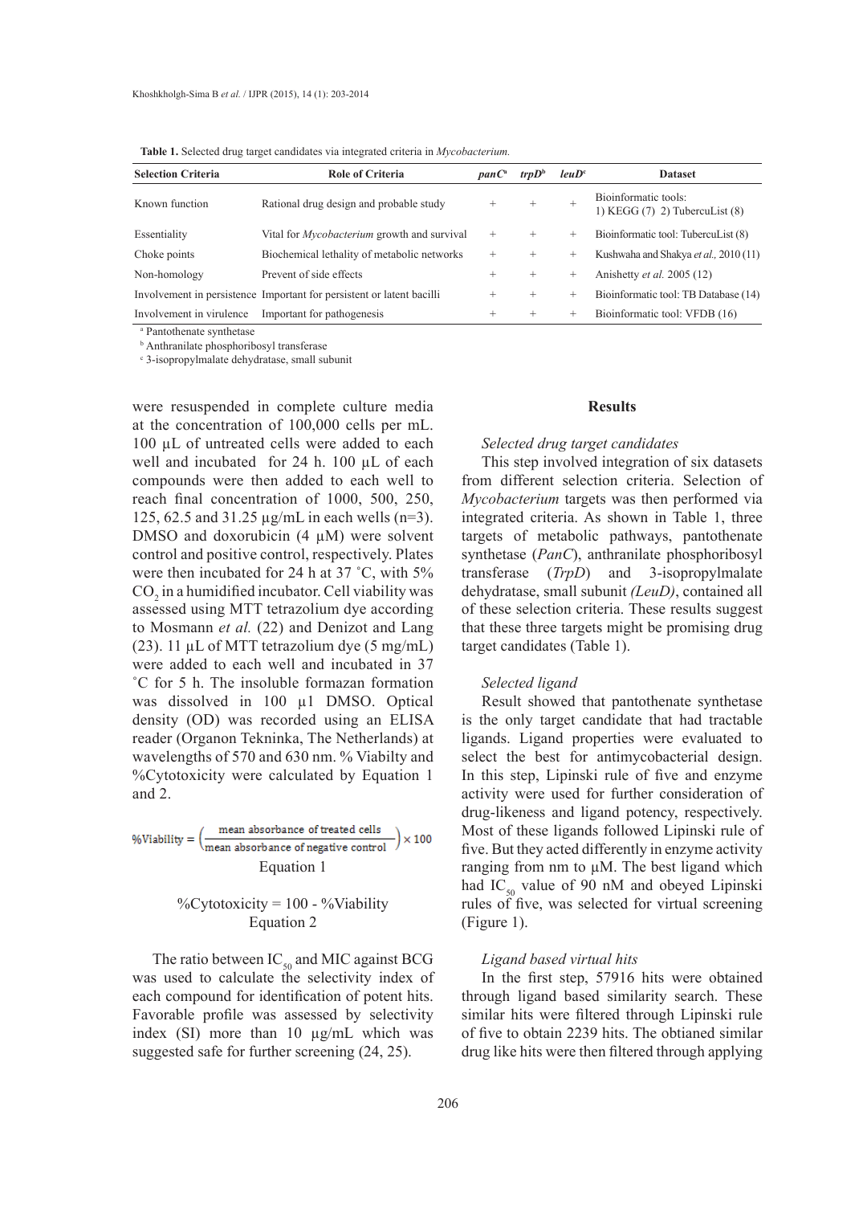**Table 1.** Selected drug target candidates via integrated criteria in *Mycobacterium*.

| Selection Criteria | Role of Criteria | *panC*[a] | *trpD*[b] | *leuD*[c] | Dataset |
|---|---|---|---|---|---|
| Known function | Rational drug design and probable study | + | + | + | Bioinformatic tools: 1) KEGG (7) 2) TubercuList (8) |
| Essentiality | Vital for *Mycobacterium* growth and survival | + | + | + | Bioinformatic tool: TubercuList (8) |
| Choke points | Biochemical lethality of metabolic networks | + | + | + | Kushwaha and Shakya *et al.,* 2010 (11) |
| Non-homology | Prevent of side effects | + | + | + | Anishetty *et al.* 2005 (12) |
| Involvement in persistence | Important for persistent or latent bacilli | + | + | + | Bioinformatic tool: TB Database (14) |
| Involvement in virulence | Important for pathogenesis | + | + | + | Bioinformatic tool: VFDB (16) |

[a] Pantothenate synthetase
[b] Anthranilate phosphoribosyl transferase
[c] 3-isopropylmalate dehydratase, small subunit

were resuspended in complete culture media at the concentration of 100,000 cells per mL. 100 µL of untreated cells were added to each well and incubated for 24 h. 100 µL of each compounds were then added to each well to reach final concentration of 1000, 500, 250, 125, 62.5 and 31.25 µg/mL in each wells (n=3). DMSO and doxorubicin (4 µM) were solvent control and positive control, respectively. Plates were then incubated for 24 h at 37 ˚C, with 5% $CO_2$ in a humidified incubator. Cell viability was assessed using MTT tetrazolium dye according to Mosmann *et al.* (22) and Denizot and Lang (23). 11 µL of MTT tetrazolium dye (5 mg/mL) were added to each well and incubated in 37 ˚C for 5 h. The insoluble formazan formation was dissolved in 100 µl DMSO. Optical density (OD) was recorded using an ELISA reader (Organon Tekninka, The Netherlands) at wavelengths of 570 and 630 nm. % Viabilty and %Cytotoxicity were calculated by Equation 1 and 2.

$$\%\text{Viability} = \left(\frac{\text{mean absorbance of treated cells}}{\text{mean absorbance of negative control}}\right) \times 100$$

Equation 1

$$\%\text{Cytotoxicity} = 100 - \%\text{Viability}$$

Equation 2

The ratio between $IC_{50}$ and MIC against BCG was used to calculate the selectivity index of each compound for identification of potent hits. Favorable profile was assessed by selectivity index (SI) more than 10 µg/mL which was suggested safe for further screening (24, 25).

## Results

*Selected drug target candidates*

This step involved integration of six datasets from different selection criteria. Selection of *Mycobacterium* targets was then performed via integrated criteria. As shown in Table 1, three targets of metabolic pathways, pantothenate synthetase (*PanC*), anthranilate phosphoribosyl transferase (*TrpD*) and 3-isopropylmalate dehydratase, small subunit *(LeuD)*, contained all of these selection criteria. These results suggest that these three targets might be promising drug target candidates (Table 1).

*Selected ligand*

Result showed that pantothenate synthetase is the only target candidate that had tractable ligands. Ligand properties were evaluated to select the best for antimycobacterial design. In this step, Lipinski rule of five and enzyme activity were used for further consideration of drug-likeness and ligand potency, respectively. Most of these ligands followed Lipinski rule of five. But they acted differently in enzyme activity ranging from nm to µM. The best ligand which had $IC_{50}$ value of 90 nM and obeyed Lipinski rules of five, was selected for virtual screening (Figure 1).

*Ligand based virtual hits*

In the first step, 57916 hits were obtained through ligand based similarity search. These similar hits were filtered through Lipinski rule of five to obtain 2239 hits. The obtianed similar drug like hits were then filtered through applying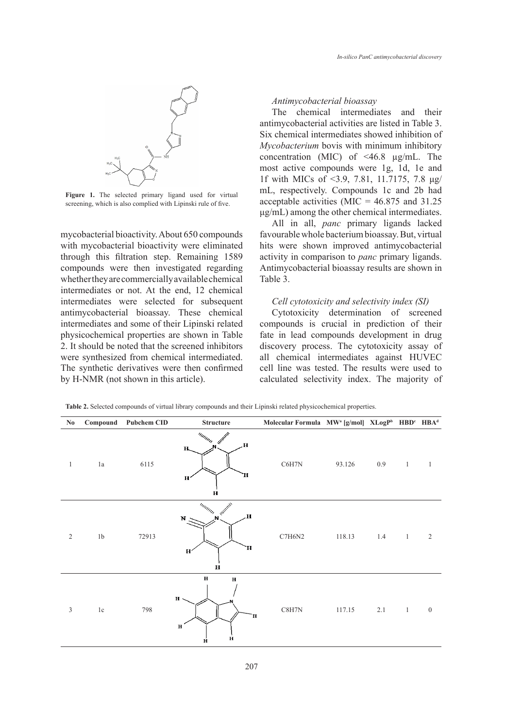Figure 1. The selected primary ligand used for virtual screening, which is also complied with Lipinski rule of five.

mycobacterial bioactivity. About 650 compounds with mycobacterial bioactivity were eliminated through this filtration step. Remaining 1589 compounds were then investigated regarding whether they are commercially available chemical intermediates or not. At the end, 12 chemical intermediates were selected for subsequent antimycobacterial bioassay. These chemical intermediates and some of their Lipinski related physicochemical properties are shown in Table 2. It should be noted that the screened inhibitors were synthesized from chemical intermediated. The synthetic derivatives were then confirmed by H-NMR (not shown in this article).

### *Antimycobacterial bioassay*

The chemical intermediates and their antimycobacterial activities are listed in Table 3. Six chemical intermediates showed inhibition of *Mycobacterium* bovis with minimum inhibitory concentration (MIC) of <46.8 µg/mL. The most active compounds were 1g, 1d, 1e and 1f with MICs of <3.9, 7.81, 11.7175, 7.8 µg/mL, respectively. Compounds 1c and 2b had acceptable activities (MIC = 46.875 and 31.25 µg/mL) among the other chemical intermediates.

All in all, *panc* primary ligands lacked favourable whole bacterium bioassay. But, virtual hits were shown improved antimycobacterial activity in comparison to *panc* primary ligands. Antimycobacterial bioassay results are shown in Table 3.

### *Cell cytotoxicity and selectivity index (SI)*

Cytotoxicity determination of screened compounds is crucial in prediction of their fate in lead compounds development in drug discovery process. The cytotoxicity assay of all chemical intermediates against HUVEC cell line was tested. The results were used to calculated selectivity index. The majority of

**Table 2.** Selected compounds of virtual library compounds and their Lipinski related physicochemical properties.

| No | Compound | Pubchem CID | Structure | Molecular Formula | MW[a] [g/mol] | XLogP[b] | HBD[c] | HBA[d] |
|---|---|---|---|---|---|---|---|---|
| 1 | 1a | 6115 | | $C_6H_7N$ | 93.126 | 0.9 | 1 | 1 |
| 2 | 1b | 72913 | | $C_7H_6N_2$ | 118.13 | 1.4 | 1 | 2 |
| 3 | 1c | 798 | | $C_8H_7N$ | 117.15 | 2.1 | 1 | 0 |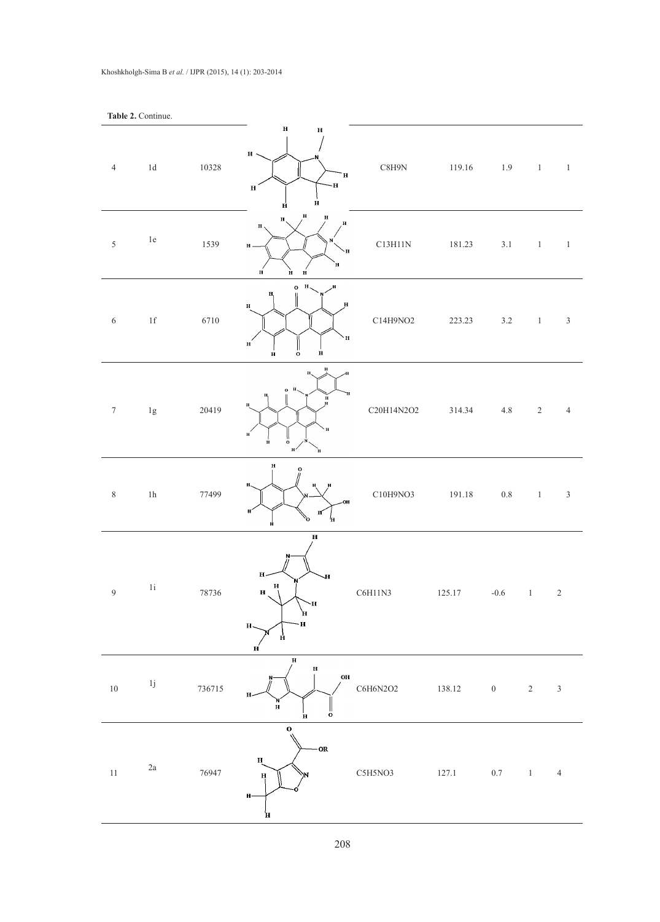**Table 2.** Continue.

| | | | | | | | | |
|---|---|---|---|---|---|---|---|---|
| 4 | 1d | 10328 | | C8H9N | 119.16 | 1.9 | 1 | 1 |
| 5 | 1e | 1539 | | C13H11N | 181.23 | 3.1 | 1 | 1 |
| 6 | 1f | 6710 | | C14H9NO2 | 223.23 | 3.2 | 1 | 3 |
| 7 | 1g | 20419 | | C20H14N2O2 | 314.34 | 4.8 | 2 | 4 |
| 8 | 1h | 77499 | | C10H9NO3 | 191.18 | 0.8 | 1 | 3 |
| 9 | 1i | 78736 | | C6H11N3 | 125.17 | -0.6 | 1 | 2 |
| 10 | 1j | 736715 | | C6H6N2O2 | 138.12 | 0 | 2 | 3 |
| 11 | 2a | 76947 | | C5H5NO3 | 127.1 | 0.7 | 1 | 4 |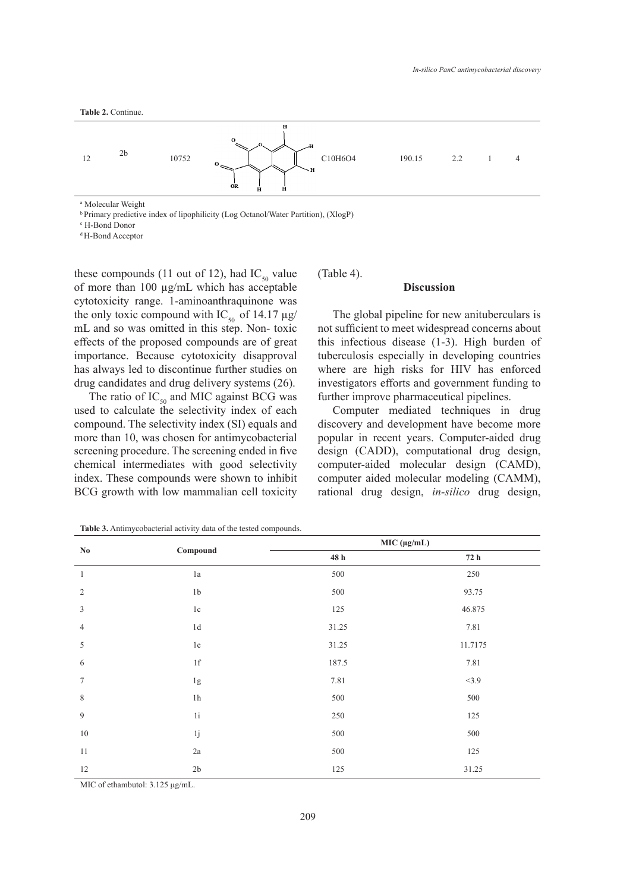**Table 2.** Continue.

| | | | | | | | | |
|---|---|---|---|---|---|---|---|---|
| 12 | 2b | 10752 | | C10H6O4 | 190.15 | 2.2 | 1 | 4 |

[a] Molecular Weight

[b] Primary predictive index of lipophilicity (Log Octanol/Water Partition), (XlogP)

[c] H-Bond Donor

[d] H-Bond Acceptor

these compounds (11 out of 12), had $IC_{50}$ value of more than 100 µg/mL which has acceptable cytotoxicity range. 1-aminoanthraquinone was the only toxic compound with $IC_{50}$ of 14.17 µg/mL and so was omitted in this step. Non- toxic effects of the proposed compounds are of great importance. Because cytotoxicity disapproval has always led to discontinue further studies on drug candidates and drug delivery systems (26).

The ratio of $IC_{50}$ and MIC against BCG was used to calculate the selectivity index of each compound. The selectivity index (SI) equals and more than 10, was chosen for antimycobacterial screening procedure. The screening ended in five chemical intermediates with good selectivity index. These compounds were shown to inhibit BCG growth with low mammalian cell toxicity (Table 4).

## Discussion

The global pipeline for new anituberculars is not sufficient to meet widespread concerns about this infectious disease (1-3). High burden of tuberculosis especially in developing countries where are high risks for HIV has enforced investigators efforts and government funding to further improve pharmaceutical pipelines.

Computer mediated techniques in drug discovery and development have become more popular in recent years. Computer-aided drug design (CADD), computational drug design, computer-aided molecular design (CAMD), computer aided molecular modeling (CAMM), rational drug design, *in-silico* drug design,

**Table 3.** Antimycobacterial activity data of the tested compounds.

| No | Compound | MIC (µg/mL) | |
|---|---|---|---|
| | | 48 h | 72 h |
| 1 | 1a | 500 | 250 |
| 2 | 1b | 500 | 93.75 |
| 3 | 1c | 125 | 46.875 |
| 4 | 1d | 31.25 | 7.81 |
| 5 | 1e | 31.25 | 11.7175 |
| 6 | 1f | 187.5 | 7.81 |
| 7 | 1g | 7.81 | <3.9 |
| 8 | 1h | 500 | 500 |
| 9 | 1i | 250 | 125 |
| 10 | 1j | 500 | 500 |
| 11 | 2a | 500 | 125 |
| 12 | 2b | 125 | 31.25 |

MIC of ethambutol: 3.125 µg/mL.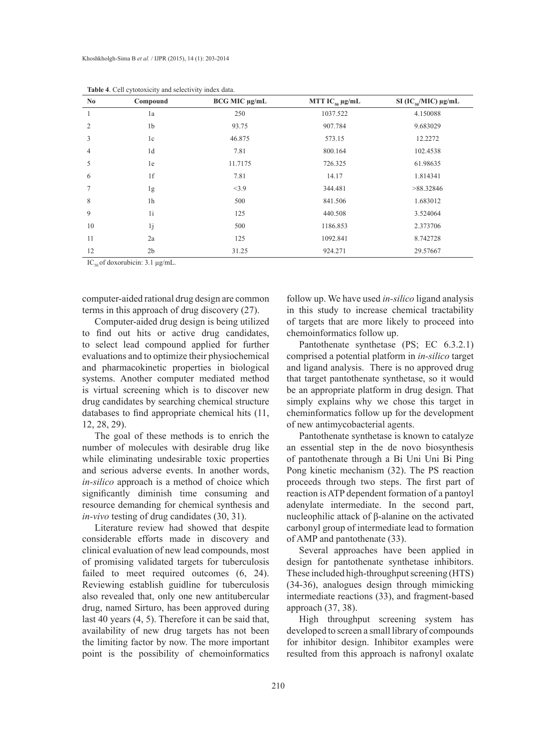**Table 4**. Cell cytotoxicity and selectivity index data.

| No | Compound | BCG MIC µg/mL | MTT $IC_{50}$ µg/mL | SI ($IC_{50}$/MIC) µg/mL |
|---|---|---|---|---|
| 1 | 1a | 250 | 1037.522 | 4.150088 |
| 2 | 1b | 93.75 | 907.784 | 9.683029 |
| 3 | 1c | 46.875 | 573.15 | 12.2272 |
| 4 | 1d | 7.81 | 800.164 | 102.4538 |
| 5 | 1e | 11.7175 | 726.325 | 61.98635 |
| 6 | 1f | 7.81 | 14.17 | 1.814341 |
| 7 | 1g | <3.9 | 344.481 | >88.32846 |
| 8 | 1h | 500 | 841.506 | 1.683012 |
| 9 | 1i | 125 | 440.508 | 3.524064 |
| 10 | 1j | 500 | 1186.853 | 2.373706 |
| 11 | 2a | 125 | 1092.841 | 8.742728 |
| 12 | 2b | 31.25 | 924.271 | 29.57667 |

$IC_{50}$ of doxorubicin: 3.1 µg/mL.

computer-aided rational drug design are common terms in this approach of drug discovery (27).

Computer-aided drug design is being utilized to find out hits or active drug candidates, to select lead compound applied for further evaluations and to optimize their physiochemical and pharmacokinetic properties in biological systems. Another computer mediated method is virtual screening which is to discover new drug candidates by searching chemical structure databases to find appropriate chemical hits (11, 12, 28, 29).

The goal of these methods is to enrich the number of molecules with desirable drug like while eliminating undesirable toxic properties and serious adverse events. In another words, *in-silico* approach is a method of choice which significantly diminish time consuming and resource demanding for chemical synthesis and *in-vivo* testing of drug candidates (30, 31).

Literature review had showed that despite considerable efforts made in discovery and clinical evaluation of new lead compounds, most of promising validated targets for tuberculosis failed to meet required outcomes (6, 24). Reviewing establish guidline for tuberculosis also revealed that, only one new antitubercular drug, named Sirturo, has been approved during last 40 years (4, 5). Therefore it can be said that, availability of new drug targets has not been the limiting factor by now. The more important point is the possibility of chemoinformatics follow up. We have used *in-silico* ligand analysis in this study to increase chemical tractability of targets that are more likely to proceed into chemoinformatics follow up.

Pantothenate synthetase (PS; EC 6.3.2.1) comprised a potential platform in *in-silico* target and ligand analysis. There is no approved drug that target pantothenate synthetase, so it would be an appropriate platform in drug design. That simply explains why we chose this target in cheminformatics follow up for the development of new antimycobacterial agents.

Pantothenate synthetase is known to catalyze an essential step in the de novo biosynthesis of pantothenate through a Bi Uni Uni Bi Ping Pong kinetic mechanism (32). The PS reaction proceeds through two steps. The first part of reaction is ATP dependent formation of a pantoyl adenylate intermediate. In the second part, nucleophilic attack of β-alanine on the activated carbonyl group of intermediate lead to formation of AMP and pantothenate (33).

Several approaches have been applied in design for pantothenate synthetase inhibitors. These included high-throughput screening (HTS) (34-36), analogues design through mimicking intermediate reactions (33), and fragment-based approach (37, 38).

High throughput screening system has developed to screen a small library of compounds for inhibitor design. Inhibitor examples were resulted from this approach is nafronyl oxalate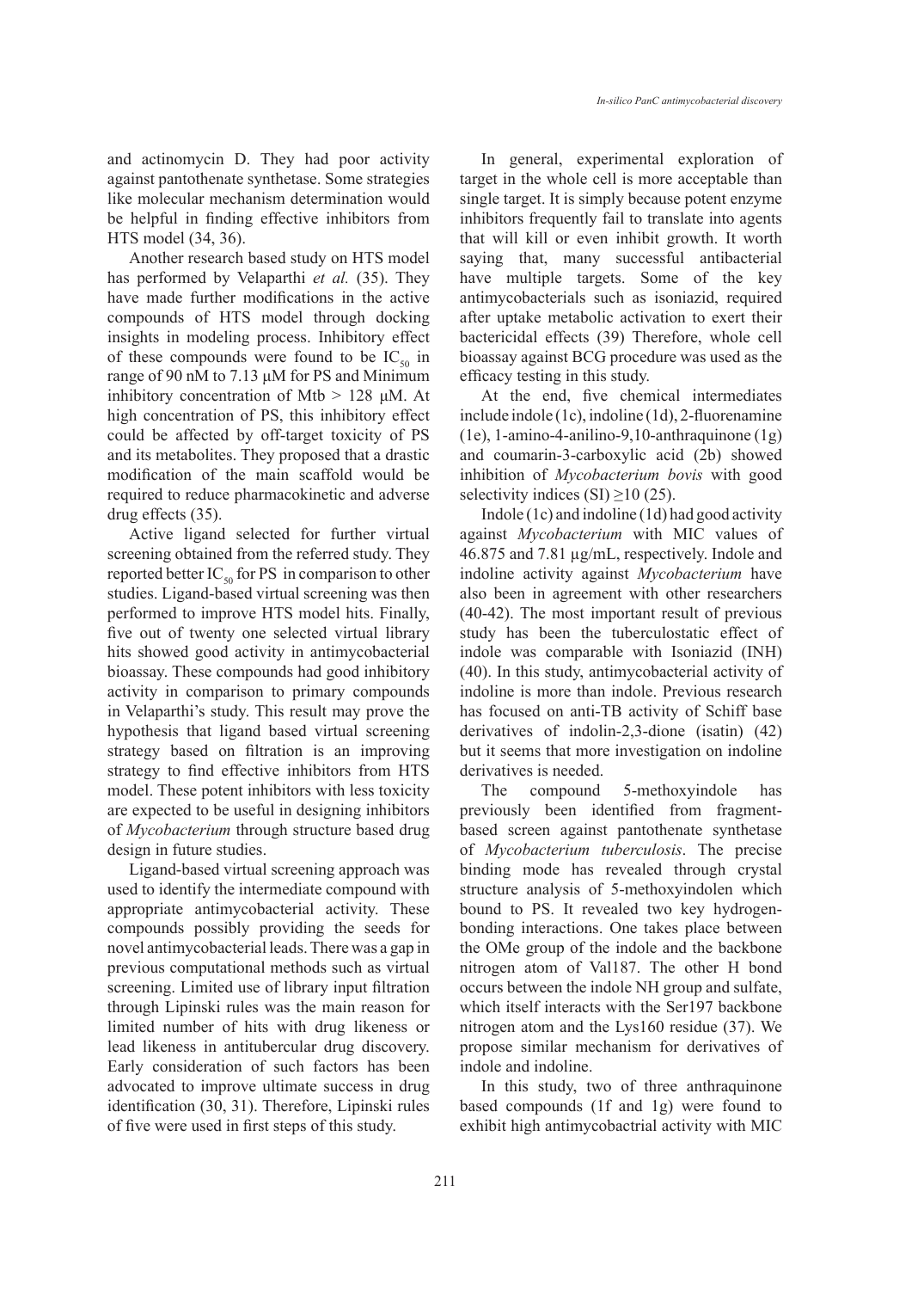and actinomycin D. They had poor activity against pantothenate synthetase. Some strategies like molecular mechanism determination would be helpful in finding effective inhibitors from HTS model (34, 36).

Another research based study on HTS model has performed by Velaparthi *et al.* (35). They have made further modifications in the active compounds of HTS model through docking insights in modeling process. Inhibitory effect of these compounds were found to be $IC_{50}$ in range of 90 nM to 7.13 µM for PS and Minimum inhibitory concentration of Mtb > 128 µM. At high concentration of PS, this inhibitory effect could be affected by off-target toxicity of PS and its metabolites. They proposed that a drastic modification of the main scaffold would be required to reduce pharmacokinetic and adverse drug effects (35).

Active ligand selected for further virtual screening obtained from the referred study. They reported better $IC_{50}$ for PS in comparison to other studies. Ligand-based virtual screening was then performed to improve HTS model hits. Finally, five out of twenty one selected virtual library hits showed good activity in antimycobacterial bioassay. These compounds had good inhibitory activity in comparison to primary compounds in Velaparthi's study. This result may prove the hypothesis that ligand based virtual screening strategy based on filtration is an improving strategy to find effective inhibitors from HTS model. These potent inhibitors with less toxicity are expected to be useful in designing inhibitors of *Mycobacterium* through structure based drug design in future studies.

Ligand-based virtual screening approach was used to identify the intermediate compound with appropriate antimycobacterial activity. These compounds possibly providing the seeds for novel antimycobacterial leads. There was a gap in previous computational methods such as virtual screening. Limited use of library input filtration through Lipinski rules was the main reason for limited number of hits with drug likeness or lead likeness in antitubercular drug discovery. Early consideration of such factors has been advocated to improve ultimate success in drug identification (30, 31). Therefore, Lipinski rules of five were used in first steps of this study.

In general, experimental exploration of target in the whole cell is more acceptable than single target. It is simply because potent enzyme inhibitors frequently fail to translate into agents that will kill or even inhibit growth. It worth saying that, many successful antibacterial have multiple targets. Some of the key antimycobacterials such as isoniazid, required after uptake metabolic activation to exert their bactericidal effects (39) Therefore, whole cell bioassay against BCG procedure was used as the efficacy testing in this study.

At the end, five chemical intermediates include indole (1c), indoline (1d), 2-fluorenamine (1e), 1-amino-4-anilino-9,10-anthraquinone (1g) and coumarin-3-carboxylic acid (2b) showed inhibition of *Mycobacterium bovis* with good selectivity indices (SI) ≥10 (25).

Indole (1c) and indoline (1d) had good activity against *Mycobacterium* with MIC values of 46.875 and 7.81 µg/mL, respectively. Indole and indoline activity against *Mycobacterium* have also been in agreement with other researchers (40-42). The most important result of previous study has been the tuberculostatic effect of indole was comparable with Isoniazid (INH) (40). In this study, antimycobacterial activity of indoline is more than indole. Previous research has focused on anti-TB activity of Schiff base derivatives of indolin-2,3-dione (isatin) (42) but it seems that more investigation on indoline derivatives is needed.

The compound 5-methoxyindole has previously been identified from fragment-based screen against pantothenate synthetase of *Mycobacterium tuberculosis*. The precise binding mode has revealed through crystal structure analysis of 5-methoxyindolen which bound to PS. It revealed two key hydrogen-bonding interactions. One takes place between the OMe group of the indole and the backbone nitrogen atom of Val187. The other H bond occurs between the indole NH group and sulfate, which itself interacts with the Ser197 backbone nitrogen atom and the Lys160 residue (37). We propose similar mechanism for derivatives of indole and indoline.

In this study, two of three anthraquinone based compounds (1f and 1g) were found to exhibit high antimycobactrial activity with MIC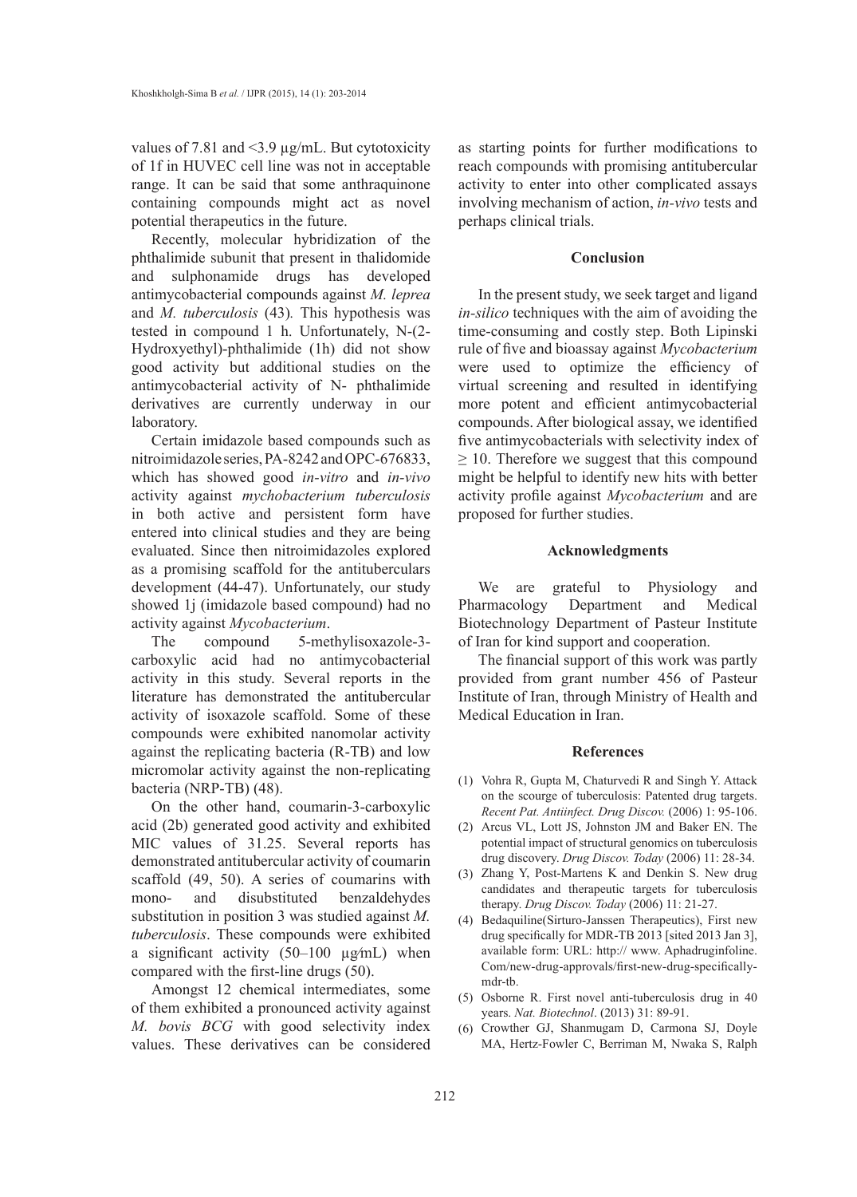values of 7.81 and <3.9 µg/mL. But cytotoxicity of 1f in HUVEC cell line was not in acceptable range. It can be said that some anthraquinone containing compounds might act as novel potential therapeutics in the future.

Recently, molecular hybridization of the phthalimide subunit that present in thalidomide and sulphonamide drugs has developed antimycobacterial compounds against *M. leprea* and *M. tuberculosis* (43). This hypothesis was tested in compound 1 h. Unfortunately, N-(2-Hydroxyethyl)-phthalimide (1h) did not show good activity but additional studies on the antimycobacterial activity of N- phthalimide derivatives are currently underway in our laboratory.

Certain imidazole based compounds such as nitroimidazole series, PA-8242 and OPC-676833, which has showed good *in-vitro* and *in-vivo* activity against *mychobacterium tuberculosis* in both active and persistent form have entered into clinical studies and they are being evaluated. Since then nitroimidazoles explored as a promising scaffold for the antituberculars development (44-47). Unfortunately, our study showed 1j (imidazole based compound) had no activity against *Mycobacterium*.

The compound 5-methylisoxazole-3-carboxylic acid had no antimycobacterial activity in this study. Several reports in the literature has demonstrated the antitubercular activity of isoxazole scaffold. Some of these compounds were exhibited nanomolar activity against the replicating bacteria (R-TB) and low micromolar activity against the non-replicating bacteria (NRP-TB) (48).

On the other hand, coumarin-3-carboxylic acid (2b) generated good activity and exhibited MIC values of 31.25. Several reports has demonstrated antitubercular activity of coumarin scaffold (49, 50). A series of coumarins with mono- and disubstituted benzaldehydes substitution in position 3 was studied against *M. tuberculosis*. These compounds were exhibited a significant activity (50–100 µg⁄mL) when compared with the first-line drugs (50).

Amongst 12 chemical intermediates, some of them exhibited a pronounced activity against *M. bovis BCG* with good selectivity index values. These derivatives can be considered as starting points for further modifications to reach compounds with promising antitubercular activity to enter into other complicated assays involving mechanism of action, *in-vivo* tests and perhaps clinical trials.

## Conclusion

In the present study, we seek target and ligand *in-silico* techniques with the aim of avoiding the time-consuming and costly step. Both Lipinski rule of five and bioassay against *Mycobacterium* were used to optimize the efficiency of virtual screening and resulted in identifying more potent and efficient antimycobacterial compounds. After biological assay, we identified five antimycobacterials with selectivity index of ≥ 10. Therefore we suggest that this compound might be helpful to identify new hits with better activity profile against *Mycobacterium* and are proposed for further studies.

## Acknowledgments

We are grateful to Physiology and Pharmacology Department and Medical Biotechnology Department of Pasteur Institute of Iran for kind support and cooperation.

The financial support of this work was partly provided from grant number 456 of Pasteur Institute of Iran, through Ministry of Health and Medical Education in Iran.

## References

(1) Vohra R, Gupta M, Chaturvedi R and Singh Y. Attack on the scourge of tuberculosis: Patented drug targets. *Recent Pat. Antiinfect. Drug Discov.* (2006) 1: 95-106.

(2) Arcus VL, Lott JS, Johnston JM and Baker EN. The potential impact of structural genomics on tuberculosis drug discovery. *Drug Discov. Today* (2006) 11: 28-34.

(3) Zhang Y, Post-Martens K and Denkin S. New drug candidates and therapeutic targets for tuberculosis therapy. *Drug Discov. Today* (2006) 11: 21-27.

(4) Bedaquiline(Sirturo-Janssen Therapeutics), First new drug specifically for MDR-TB 2013 [sited 2013 Jan 3], available form: URL: http:// www. Aphadruginfoline. Com/new-drug-approvals/first-new-drug-specifically-mdr-tb.

(5) Osborne R. First novel anti-tuberculosis drug in 40 years. *Nat. Biotechnol*. (2013) 31: 89-91.

(6) Crowther GJ, Shanmugam D, Carmona SJ, Doyle MA, Hertz-Fowler C, Berriman M, Nwaka S, Ralph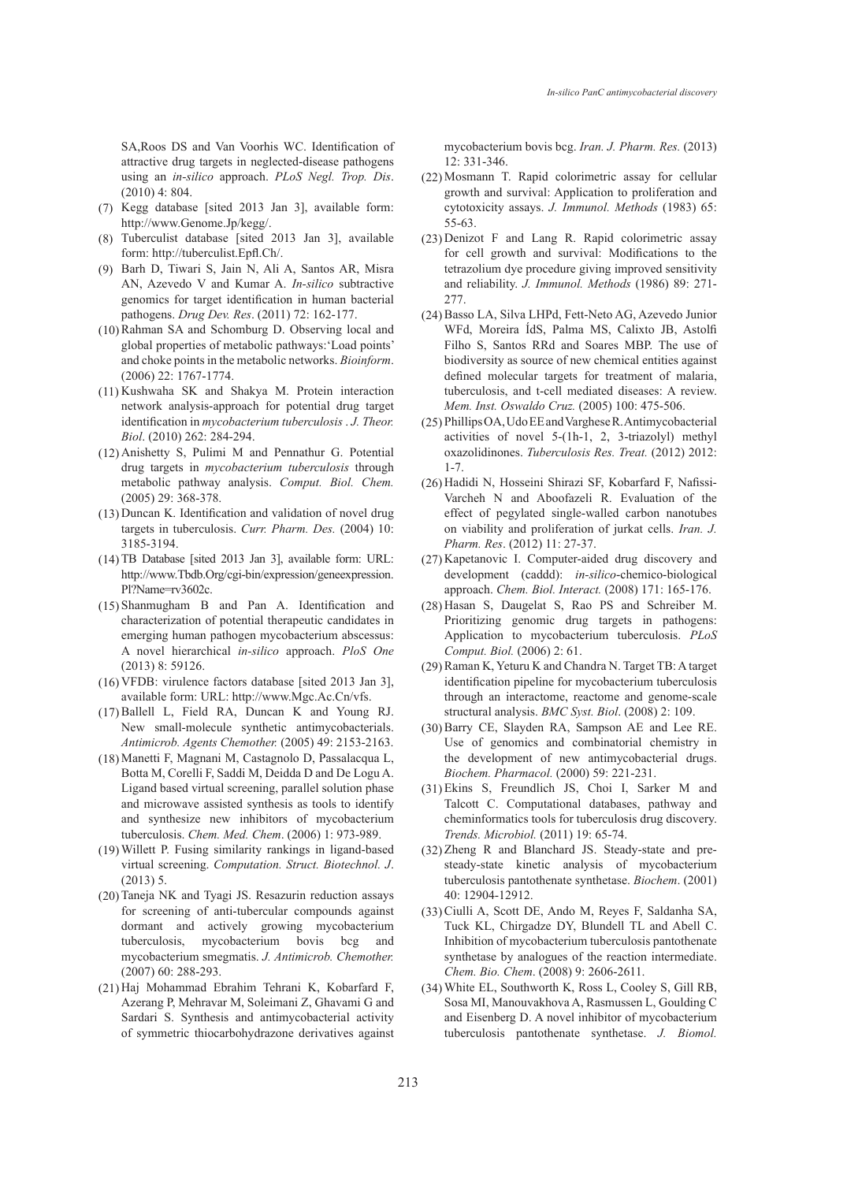SA,Roos DS and Van Voorhis WC. Identification of attractive drug targets in neglected-disease pathogens using an *in-silico* approach. *PLoS Negl. Trop. Dis*. (2010) 4: 804.

(7) Kegg database [sited 2013 Jan 3], available form: http://www.Genome.Jp/kegg/.

(8) Tuberculist database [sited 2013 Jan 3], available form: http://tuberculist.Epfl.Ch/.

(9) Barh D, Tiwari S, Jain N, Ali A, Santos AR, Misra AN, Azevedo V and Kumar A. *In-silico* subtractive genomics for target identification in human bacterial pathogens. *Drug Dev. Res*. (2011) 72: 162-177.

(10) Rahman SA and Schomburg D. Observing local and global properties of metabolic pathways:'Load points' and choke points in the metabolic networks. *Bioinform*. (2006) 22: 1767-1774.

(11) Kushwaha SK and Shakya M. Protein interaction network analysis-approach for potential drug target identification in *mycobacterium tuberculosis* . *J. Theor. Biol*. (2010) 262: 284-294.

(12) Anishetty S, Pulimi M and Pennathur G. Potential drug targets in *mycobacterium tuberculosis* through metabolic pathway analysis. *Comput. Biol. Chem.* (2005) 29: 368-378.

(13) Duncan K. Identification and validation of novel drug targets in tuberculosis. *Curr. Pharm. Des.* (2004) 10: 3185-3194.

(14) TB Database [sited 2013 Jan 3], available form: URL: http://www.Tbdb.Org/cgi-bin/expression/geneexpression.Pl?Name=rv3602c.

(15) Shanmugham B and Pan A. Identification and characterization of potential therapeutic candidates in emerging human pathogen mycobacterium abscessus: A novel hierarchical *in-silico* approach. *PloS One* (2013) 8: 59126.

(16) VFDB: virulence factors database [sited 2013 Jan 3], available form: URL: http://www.Mgc.Ac.Cn/vfs.

(17) Ballell L, Field RA, Duncan K and Young RJ. New small-molecule synthetic antimycobacterials. *Antimicrob. Agents Chemother.* (2005) 49: 2153-2163.

(18) Manetti F, Magnani M, Castagnolo D, Passalacqua L, Botta M, Corelli F, Saddi M, Deidda D and De Logu A. Ligand based virtual screening, parallel solution phase and microwave assisted synthesis as tools to identify and synthesize new inhibitors of mycobacterium tuberculosis. *Chem. Med. Chem*. (2006) 1: 973-989.

(19) Willett P. Fusing similarity rankings in ligand-based virtual screening. *Computation. Struct. Biotechnol. J*. (2013) 5.

(20) Taneja NK and Tyagi JS. Resazurin reduction assays for screening of anti-tubercular compounds against dormant and actively growing mycobacterium tuberculosis, mycobacterium bovis bcg and mycobacterium smegmatis. *J. Antimicrob. Chemother.* (2007) 60: 288-293.

(21) Haj Mohammad Ebrahim Tehrani K, Kobarfard F, Azerang P, Mehravar M, Soleimani Z, Ghavami G and Sardari S. Synthesis and antimycobacterial activity of symmetric thiocarbohydrazone derivatives against mycobacterium bovis bcg. *Iran. J. Pharm. Res.* (2013) 12: 331-346.

(22) Mosmann T. Rapid colorimetric assay for cellular growth and survival: Application to proliferation and cytotoxicity assays. *J. Immunol. Methods* (1983) 65: 55-63.

(23) Denizot F and Lang R. Rapid colorimetric assay for cell growth and survival: Modifications to the tetrazolium dye procedure giving improved sensitivity and reliability. *J. Immunol. Methods* (1986) 89: 271-277.

(24) Basso LA, Silva LHPd, Fett-Neto AG, Azevedo Junior WFd, Moreira ÍdS, Palma MS, Calixto JB, Astolfi Filho S, Santos RRd and Soares MBP. The use of biodiversity as source of new chemical entities against defined molecular targets for treatment of malaria, tuberculosis, and t-cell mediated diseases: A review. *Mem. Inst. Oswaldo Cruz.* (2005) 100: 475-506.

(25) Phillips OA, Udo EE and Varghese R. Antimycobacterial activities of novel 5-(1h-1, 2, 3-triazolyl) methyl oxazolidinones. *Tuberculosis Res. Treat.* (2012) 2012: 1-7.

(26) Hadidi N, Hosseini Shirazi SF, Kobarfard F, Nafissi-Varcheh N and Aboofazeli R. Evaluation of the effect of pegylated single-walled carbon nanotubes on viability and proliferation of jurkat cells. *Iran. J. Pharm. Res*. (2012) 11: 27-37.

(27) Kapetanovic I. Computer-aided drug discovery and development (caddd): *in-silico*-chemico-biological approach. *Chem. Biol. Interact.* (2008) 171: 165-176.

(28) Hasan S, Daugelat S, Rao PS and Schreiber M. Prioritizing genomic drug targets in pathogens: Application to mycobacterium tuberculosis. *PLoS Comput. Biol.* (2006) 2: 61.

(29) Raman K, Yeturu K and Chandra N. Target TB: A target identification pipeline for mycobacterium tuberculosis through an interactome, reactome and genome-scale structural analysis. *BMC Syst. Biol*. (2008) 2: 109.

(30) Barry CE, Slayden RA, Sampson AE and Lee RE. Use of genomics and combinatorial chemistry in the development of new antimycobacterial drugs. *Biochem. Pharmacol.* (2000) 59: 221-231.

(31) Ekins S, Freundlich JS, Choi I, Sarker M and Talcott C. Computational databases, pathway and cheminformatics tools for tuberculosis drug discovery. *Trends. Microbiol.* (2011) 19: 65-74.

(32) Zheng R and Blanchard JS. Steady-state and pre-steady-state kinetic analysis of mycobacterium tuberculosis pantothenate synthetase. *Biochem*. (2001) 40: 12904-12912.

(33) Ciulli A, Scott DE, Ando M, Reyes F, Saldanha SA, Tuck KL, Chirgadze DY, Blundell TL and Abell C. Inhibition of mycobacterium tuberculosis pantothenate synthetase by analogues of the reaction intermediate. *Chem. Bio. Chem*. (2008) 9: 2606-2611.

(34) White EL, Southworth K, Ross L, Cooley S, Gill RB, Sosa MI, Manouvakhova A, Rasmussen L, Goulding C and Eisenberg D. A novel inhibitor of mycobacterium tuberculosis pantothenate synthetase. *J. Biomol.*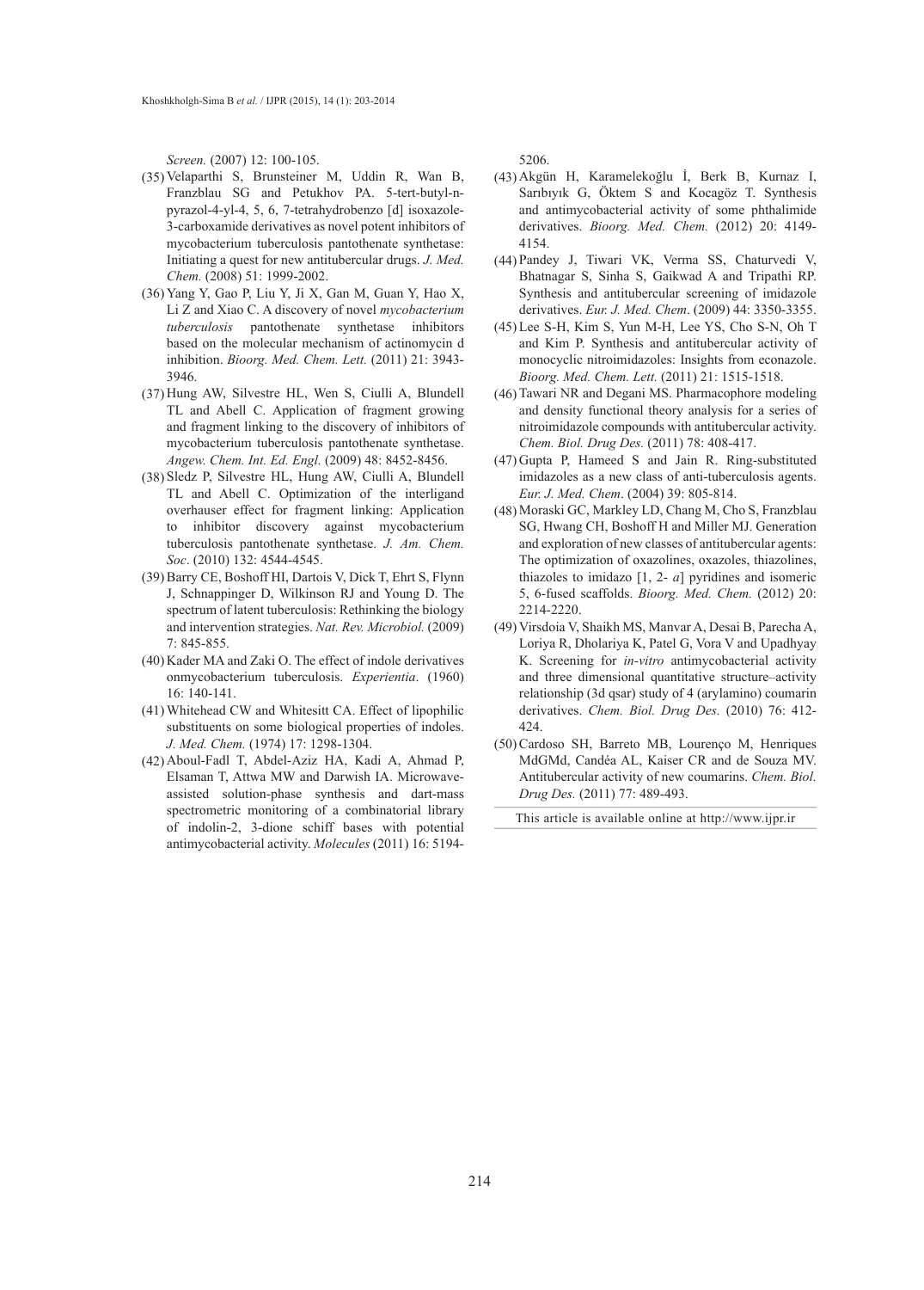*Screen.* (2007) 12: 100-105.

(35) Velaparthi S, Brunsteiner M, Uddin R, Wan B, Franzblau SG and Petukhov PA. 5-tert-butyl-n-pyrazol-4-yl-4, 5, 6, 7-tetrahydrobenzo [d] isoxazole-3-carboxamide derivatives as novel potent inhibitors of mycobacterium tuberculosis pantothenate synthetase: Initiating a quest for new antitubercular drugs. *J. Med. Chem.* (2008) 51: 1999-2002.

(36) Yang Y, Gao P, Liu Y, Ji X, Gan M, Guan Y, Hao X, Li Z and Xiao C. A discovery of novel *mycobacterium tuberculosis* pantothenate synthetase inhibitors based on the molecular mechanism of actinomycin d inhibition. *Bioorg. Med. Chem. Lett.* (2011) 21: 3943-3946.

(37) Hung AW, Silvestre HL, Wen S, Ciulli A, Blundell TL and Abell C. Application of fragment growing and fragment linking to the discovery of inhibitors of mycobacterium tuberculosis pantothenate synthetase. *Angew. Chem. Int. Ed. Engl.* (2009) 48: 8452-8456.

(38) Sledz P, Silvestre HL, Hung AW, Ciulli A, Blundell TL and Abell C. Optimization of the interligand overhauser effect for fragment linking: Application to inhibitor discovery against mycobacterium tuberculosis pantothenate synthetase. *J. Am. Chem. Soc*. (2010) 132: 4544-4545.

(39) Barry CE, Boshoff HI, Dartois V, Dick T, Ehrt S, Flynn J, Schnappinger D, Wilkinson RJ and Young D. The spectrum of latent tuberculosis: Rethinking the biology and intervention strategies. *Nat. Rev. Microbiol.* (2009) 7: 845-855.

(40) Kader MA and Zaki O. The effect of indole derivatives onmycobacterium tuberculosis. *Experientia*. (1960) 16: 140-141.

(41) Whitehead CW and Whitesitt CA. Effect of lipophilic substituents on some biological properties of indoles. *J. Med. Chem.* (1974) 17: 1298-1304.

(42) Aboul-Fadl T, Abdel-Aziz HA, Kadi A, Ahmad P, Elsaman T, Attwa MW and Darwish IA. Microwave-assisted solution-phase synthesis and dart-mass spectrometric monitoring of a combinatorial library of indolin-2, 3-dione schiff bases with potential antimycobacterial activity. *Molecules* (2011) 16: 5194-5206.

(43) Akgün H, Karamelekoğlu İ, Berk B, Kurnaz I, Sarıbıyık G, Öktem S and Kocagöz T. Synthesis and antimycobacterial activity of some phthalimide derivatives. *Bioorg. Med. Chem.* (2012) 20: 4149-4154.

(44) Pandey J, Tiwari VK, Verma SS, Chaturvedi V, Bhatnagar S, Sinha S, Gaikwad A and Tripathi RP. Synthesis and antitubercular screening of imidazole derivatives. *Eur. J. Med. Chem*. (2009) 44: 3350-3355.

(45) Lee S-H, Kim S, Yun M-H, Lee YS, Cho S-N, Oh T and Kim P. Synthesis and antitubercular activity of monocyclic nitroimidazoles: Insights from econazole. *Bioorg. Med. Chem. Lett.* (2011) 21: 1515-1518.

(46) Tawari NR and Degani MS. Pharmacophore modeling and density functional theory analysis for a series of nitroimidazole compounds with antitubercular activity. *Chem. Biol. Drug Des.* (2011) 78: 408-417.

(47) Gupta P, Hameed S and Jain R. Ring-substituted imidazoles as a new class of anti-tuberculosis agents. *Eur. J. Med. Chem*. (2004) 39: 805-814.

(48) Moraski GC, Markley LD, Chang M, Cho S, Franzblau SG, Hwang CH, Boshoff H and Miller MJ. Generation and exploration of new classes of antitubercular agents: The optimization of oxazolines, oxazoles, thiazolines, thiazoles to imidazo [1, 2- *a*] pyridines and isomeric 5, 6-fused scaffolds. *Bioorg. Med. Chem.* (2012) 20: 2214-2220.

(49) Virsdoia V, Shaikh MS, Manvar A, Desai B, Parecha A, Loriya R, Dholariya K, Patel G, Vora V and Upadhyay K. Screening for *in-vitro* antimycobacterial activity and three dimensional quantitative structure–activity relationship (3d qsar) study of 4 (arylamino) coumarin derivatives. *Chem. Biol. Drug Des.* (2010) 76: 412-424.

(50) Cardoso SH, Barreto MB, Lourenço M, Henriques MdGMd, Candéa AL, Kaiser CR and de Souza MV. Antitubercular activity of new coumarins. *Chem. Biol. Drug Des.* (2011) 77: 489-493.

This article is available online at http://www.ijpr.ir